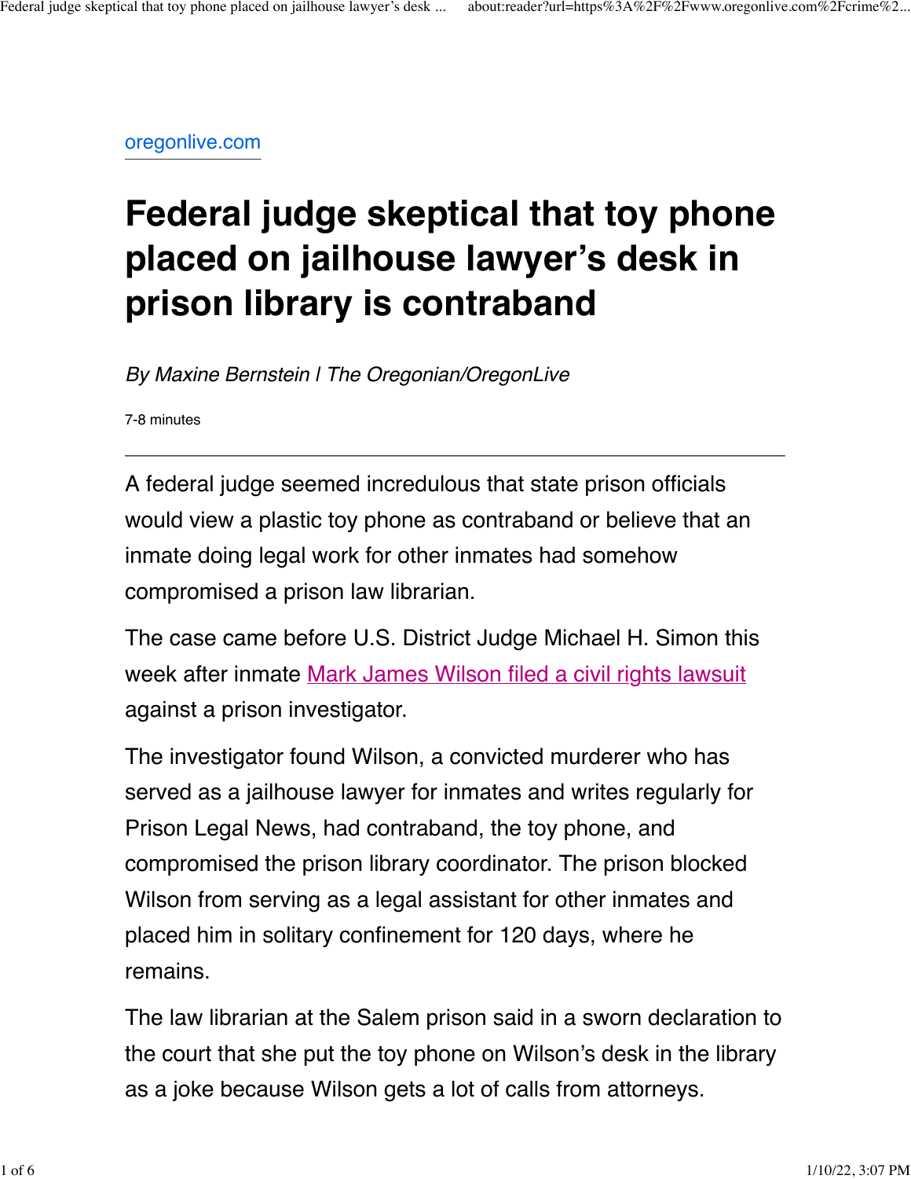oregonlive.com

# Federal judge skeptical that toy phone placed on jailhouse lawyer's desk in prison library is contraband

*By Maxine Bernstein | The Oregonian/OregonLive*

7-8 minutes

---

A federal judge seemed incredulous that state prison officials would view a plastic toy phone as contraband or believe that an inmate doing legal work for other inmates had somehow compromised a prison law librarian.

The case came before U.S. District Judge Michael H. Simon this week after inmate Mark James Wilson filed a civil rights lawsuit against a prison investigator.

The investigator found Wilson, a convicted murderer who has served as a jailhouse lawyer for inmates and writes regularly for Prison Legal News, had contraband, the toy phone, and compromised the prison library coordinator. The prison blocked Wilson from serving as a legal assistant for other inmates and placed him in solitary confinement for 120 days, where he remains.

The law librarian at the Salem prison said in a sworn declaration to the court that she put the toy phone on Wilson's desk in the library as a joke because Wilson gets a lot of calls from attorneys.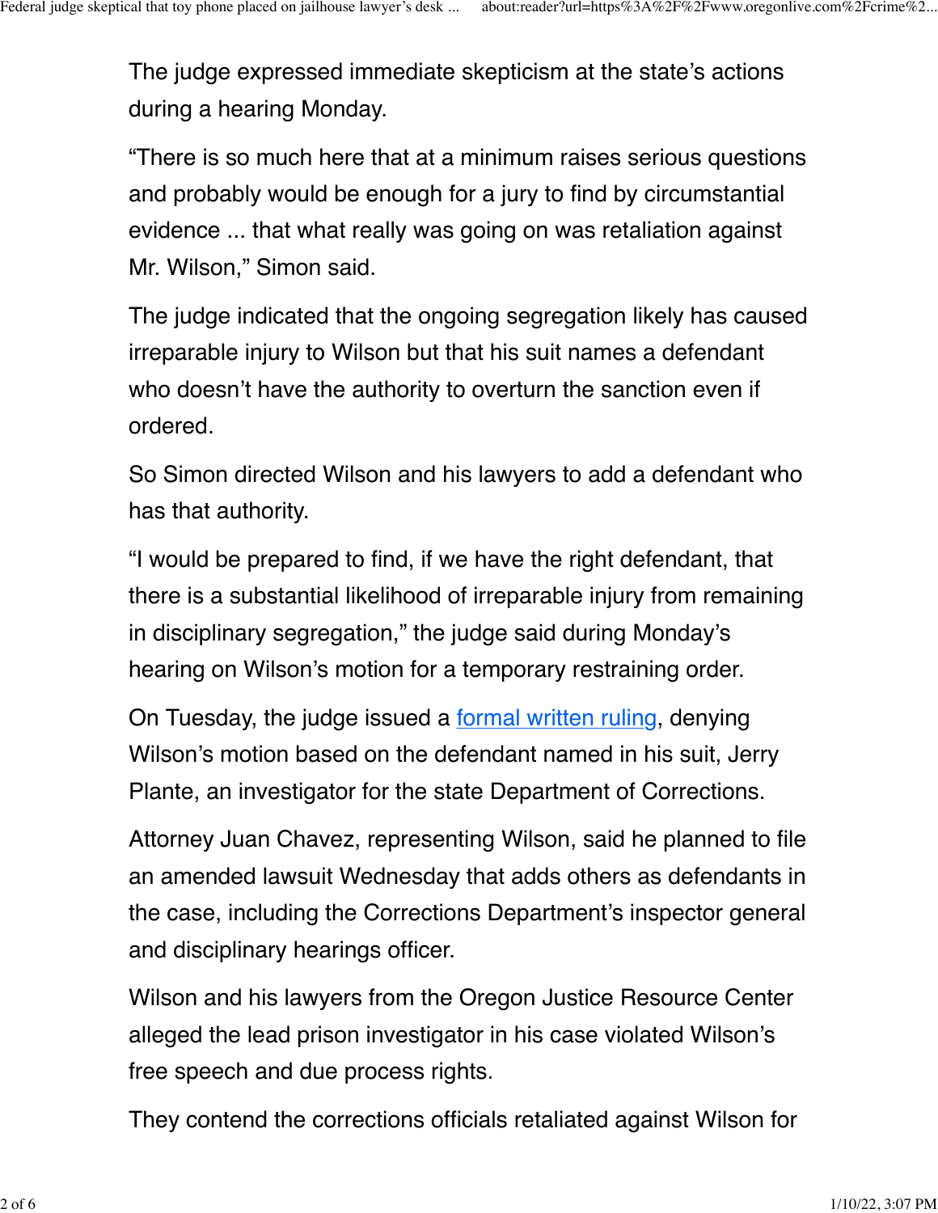The judge expressed immediate skepticism at the state's actions during a hearing Monday.

"There is so much here that at a minimum raises serious questions and probably would be enough for a jury to find by circumstantial evidence ... that what really was going on was retaliation against Mr. Wilson," Simon said.

The judge indicated that the ongoing segregation likely has caused irreparable injury to Wilson but that his suit names a defendant who doesn't have the authority to overturn the sanction even if ordered.

So Simon directed Wilson and his lawyers to add a defendant who has that authority.

"I would be prepared to find, if we have the right defendant, that there is a substantial likelihood of irreparable injury from remaining in disciplinary segregation," the judge said during Monday's hearing on Wilson's motion for a temporary restraining order.

On Tuesday, the judge issued a formal written ruling, denying Wilson's motion based on the defendant named in his suit, Jerry Plante, an investigator for the state Department of Corrections.

Attorney Juan Chavez, representing Wilson, said he planned to file an amended lawsuit Wednesday that adds others as defendants in the case, including the Corrections Department's inspector general and disciplinary hearings officer.

Wilson and his lawyers from the Oregon Justice Resource Center alleged the lead prison investigator in his case violated Wilson's free speech and due process rights.

They contend the corrections officials retaliated against Wilson for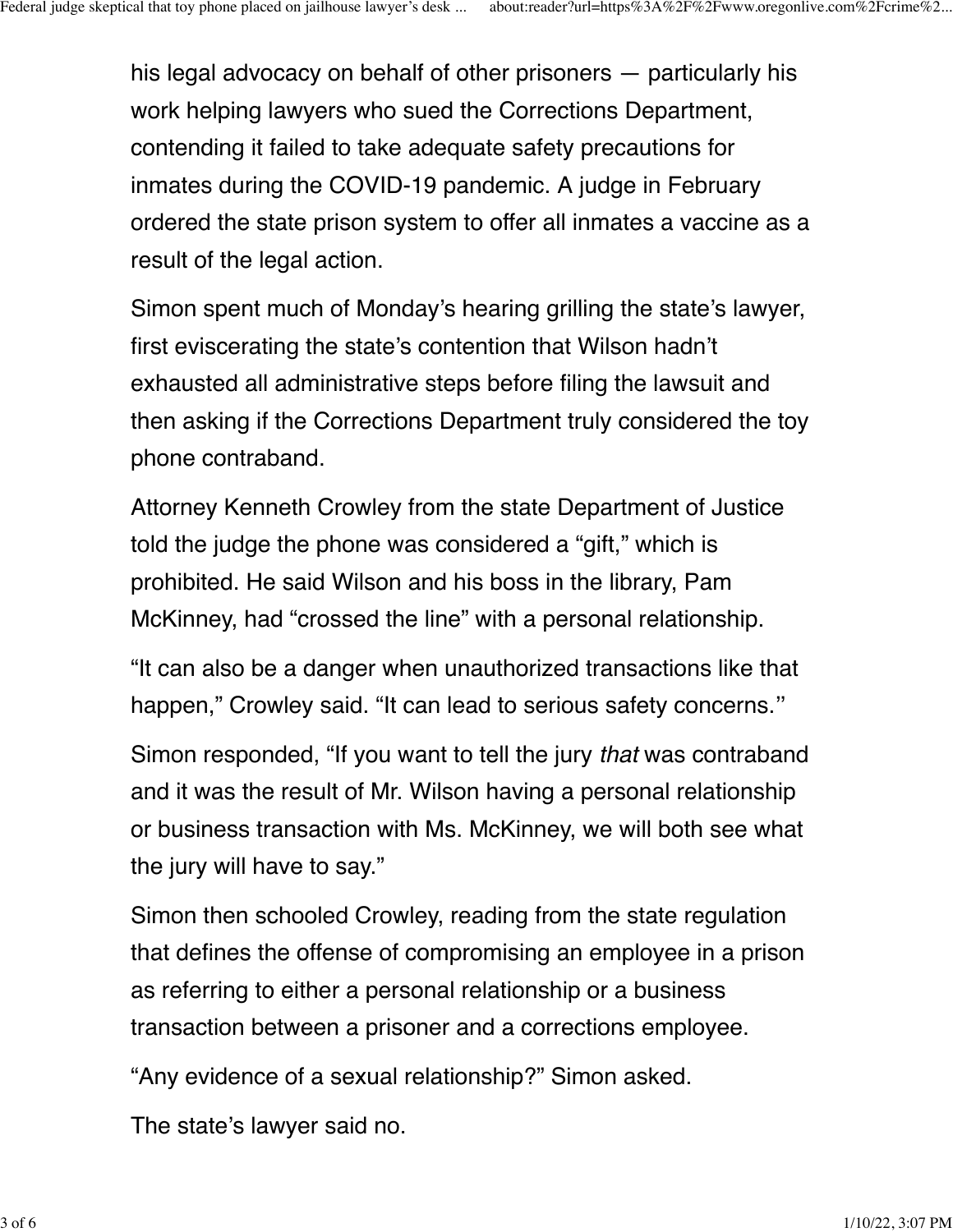his legal advocacy on behalf of other prisoners — particularly his work helping lawyers who sued the Corrections Department, contending it failed to take adequate safety precautions for inmates during the COVID-19 pandemic. A judge in February ordered the state prison system to offer all inmates a vaccine as a result of the legal action.

Simon spent much of Monday's hearing grilling the state's lawyer, first eviscerating the state's contention that Wilson hadn't exhausted all administrative steps before filing the lawsuit and then asking if the Corrections Department truly considered the toy phone contraband.

Attorney Kenneth Crowley from the state Department of Justice told the judge the phone was considered a "gift," which is prohibited. He said Wilson and his boss in the library, Pam McKinney, had "crossed the line" with a personal relationship.

"It can also be a danger when unauthorized transactions like that happen," Crowley said. "It can lead to serious safety concerns.''

Simon responded, "If you want to tell the jury *that* was contraband and it was the result of Mr. Wilson having a personal relationship or business transaction with Ms. McKinney, we will both see what the jury will have to say."

Simon then schooled Crowley, reading from the state regulation that defines the offense of compromising an employee in a prison as referring to either a personal relationship or a business transaction between a prisoner and a corrections employee.

"Any evidence of a sexual relationship?" Simon asked.

The state's lawyer said no.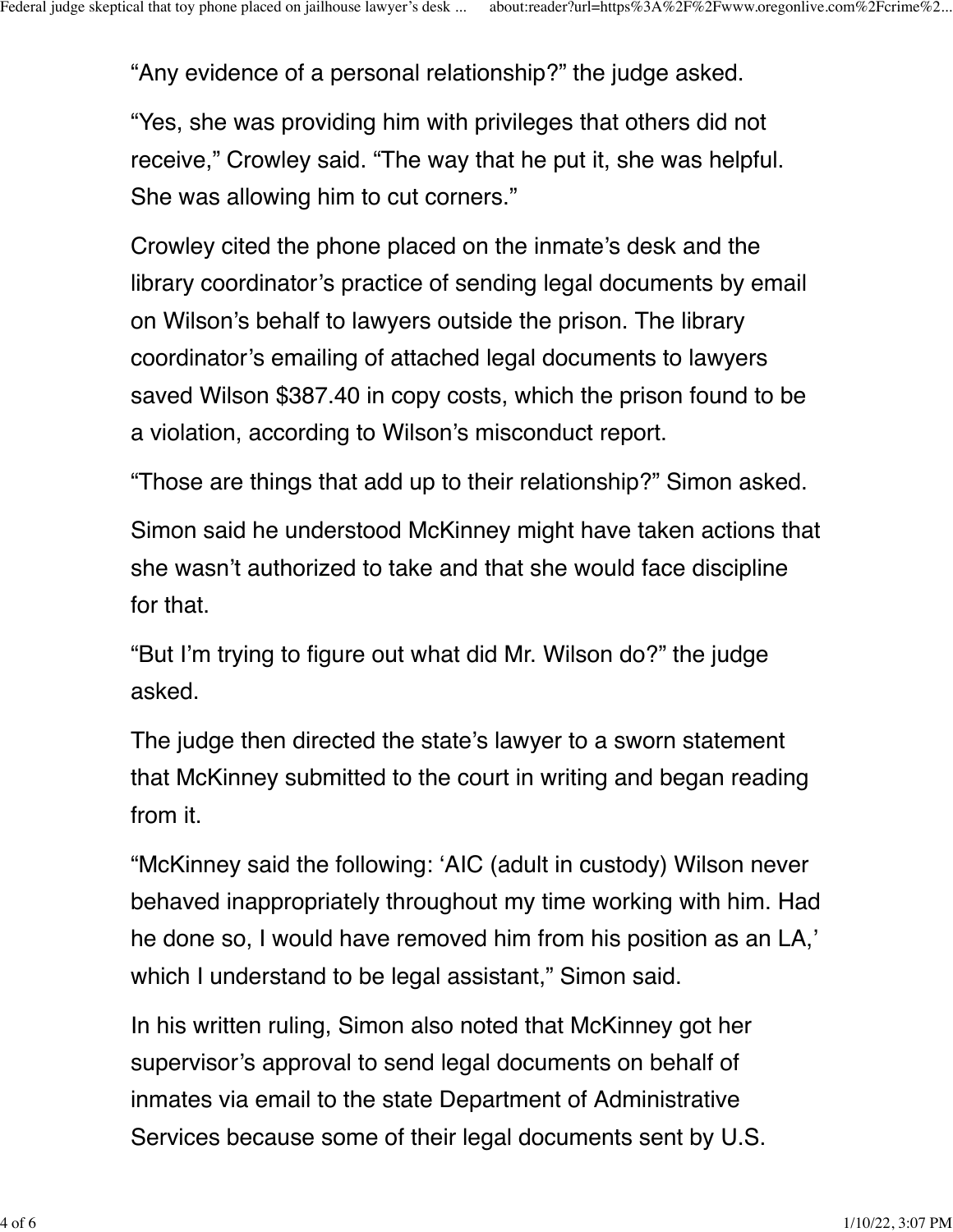"Any evidence of a personal relationship?" the judge asked.

"Yes, she was providing him with privileges that others did not receive," Crowley said. "The way that he put it, she was helpful. She was allowing him to cut corners."

Crowley cited the phone placed on the inmate's desk and the library coordinator's practice of sending legal documents by email on Wilson's behalf to lawyers outside the prison. The library coordinator's emailing of attached legal documents to lawyers saved Wilson $387.40 in copy costs, which the prison found to be a violation, according to Wilson's misconduct report.

"Those are things that add up to their relationship?" Simon asked.

Simon said he understood McKinney might have taken actions that she wasn't authorized to take and that she would face discipline for that.

"But I'm trying to figure out what did Mr. Wilson do?" the judge asked.

The judge then directed the state's lawyer to a sworn statement that McKinney submitted to the court in writing and began reading from it.

"McKinney said the following: 'AIC (adult in custody) Wilson never behaved inappropriately throughout my time working with him. Had he done so, I would have removed him from his position as an LA,' which I understand to be legal assistant," Simon said.

In his written ruling, Simon also noted that McKinney got her supervisor's approval to send legal documents on behalf of inmates via email to the state Department of Administrative Services because some of their legal documents sent by U.S.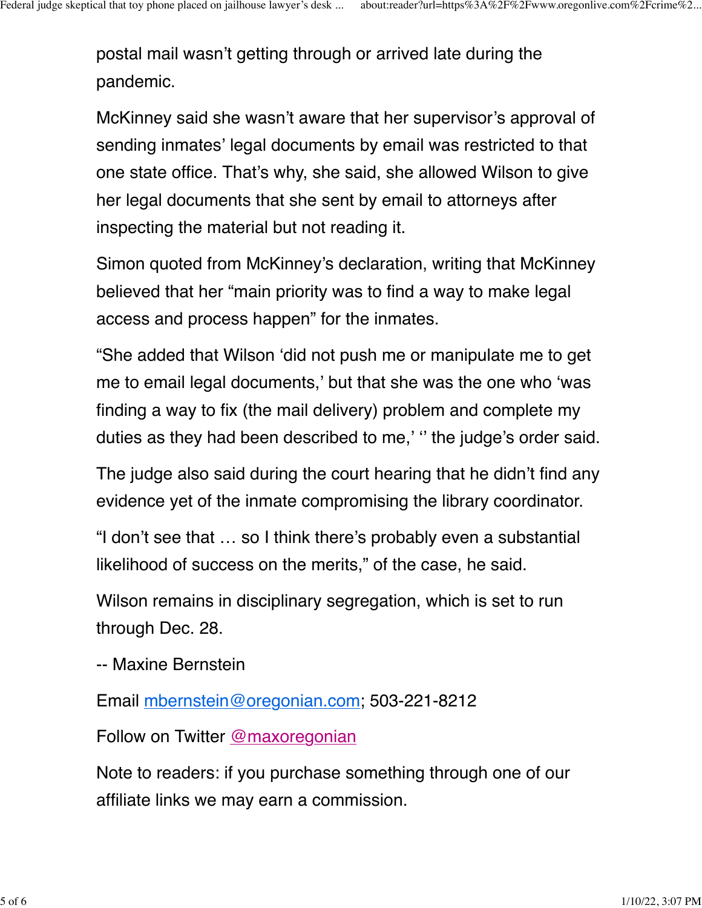postal mail wasn't getting through or arrived late during the pandemic.

McKinney said she wasn't aware that her supervisor's approval of sending inmates' legal documents by email was restricted to that one state office. That's why, she said, she allowed Wilson to give her legal documents that she sent by email to attorneys after inspecting the material but not reading it.

Simon quoted from McKinney's declaration, writing that McKinney believed that her "main priority was to find a way to make legal access and process happen" for the inmates.

"She added that Wilson 'did not push me or manipulate me to get me to email legal documents,' but that she was the one who 'was finding a way to fix (the mail delivery) problem and complete my duties as they had been described to me,' '' the judge's order said.

The judge also said during the court hearing that he didn't find any evidence yet of the inmate compromising the library coordinator.

"I don't see that … so I think there's probably even a substantial likelihood of success on the merits," of the case, he said.

Wilson remains in disciplinary segregation, which is set to run through Dec. 28.

-- Maxine Bernstein

Email mbernstein@oregonian.com; 503-221-8212

Follow on Twitter @maxoregonian

Note to readers: if you purchase something through one of our affiliate links we may earn a commission.